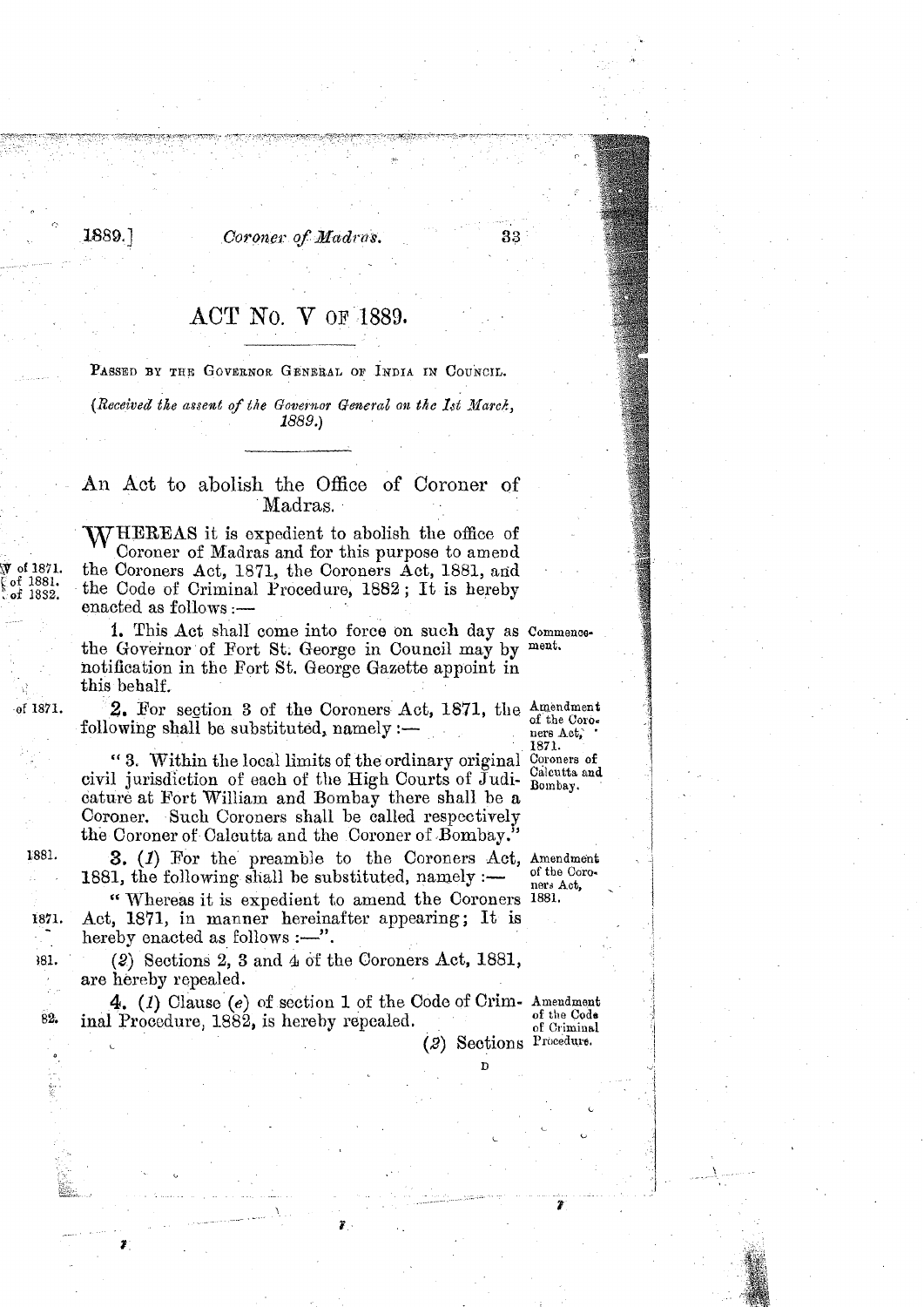# ACT No. V OF 1889.

PASSED BY THE GOVERNOR GENERAL OF INDIA IN COUNCIL.

*(Received the assent of the Governor General on the 1st March, 1889.)*

## An Act to abolish the Office of Coroner of Madras.

WHEREAS it is expedient to abolish the office of Coroner of Madras and for this purpose to amend the Coroners Act, 1871, the Coroners Act, 1881, and the Code of Criminal Procedure, 1882; It is hereby enacted as follows:—

**Commencement.**

1. This Act shall come into force on such day as the Governor of Fort St. George in Council may by notification in the Fort St. George Gazette appoint in this behalf.

**Amendment of the Coroners Act, 1871.**

2. For section 3 of the Coroners Act, 1871, the following shall be substituted, namely:—

**Coroners of Calcutta and Bombay.**

"3. Within the local limits of the ordinary original civil jurisdiction of each of the High Courts of Judicature at Fort William and Bombay there shall be a Coroner. Such Coroners shall be called respectively the Coroner of Calcutta and the Coroner of Bombay."

**Amendment of the Coroners Act, 1881.**

3. (*1*) For the preamble to the Coroners Act, 1881, the following shall be substituted, namely:—

"Whereas it is expedient to amend the Coroners Act, 1871, in manner hereinafter appearing; It is hereby enacted as follows:—".

(*2*) Sections 2, 3 and 4 of the Coroners Act, 1881, are hereby repealed.

**Amendment of the Code of Criminal Procedure.**

4. (*1*) Clause (*e*) of section 1 of the Code of Criminal Procedure, 1882, is hereby repealed.

(*2*) Sections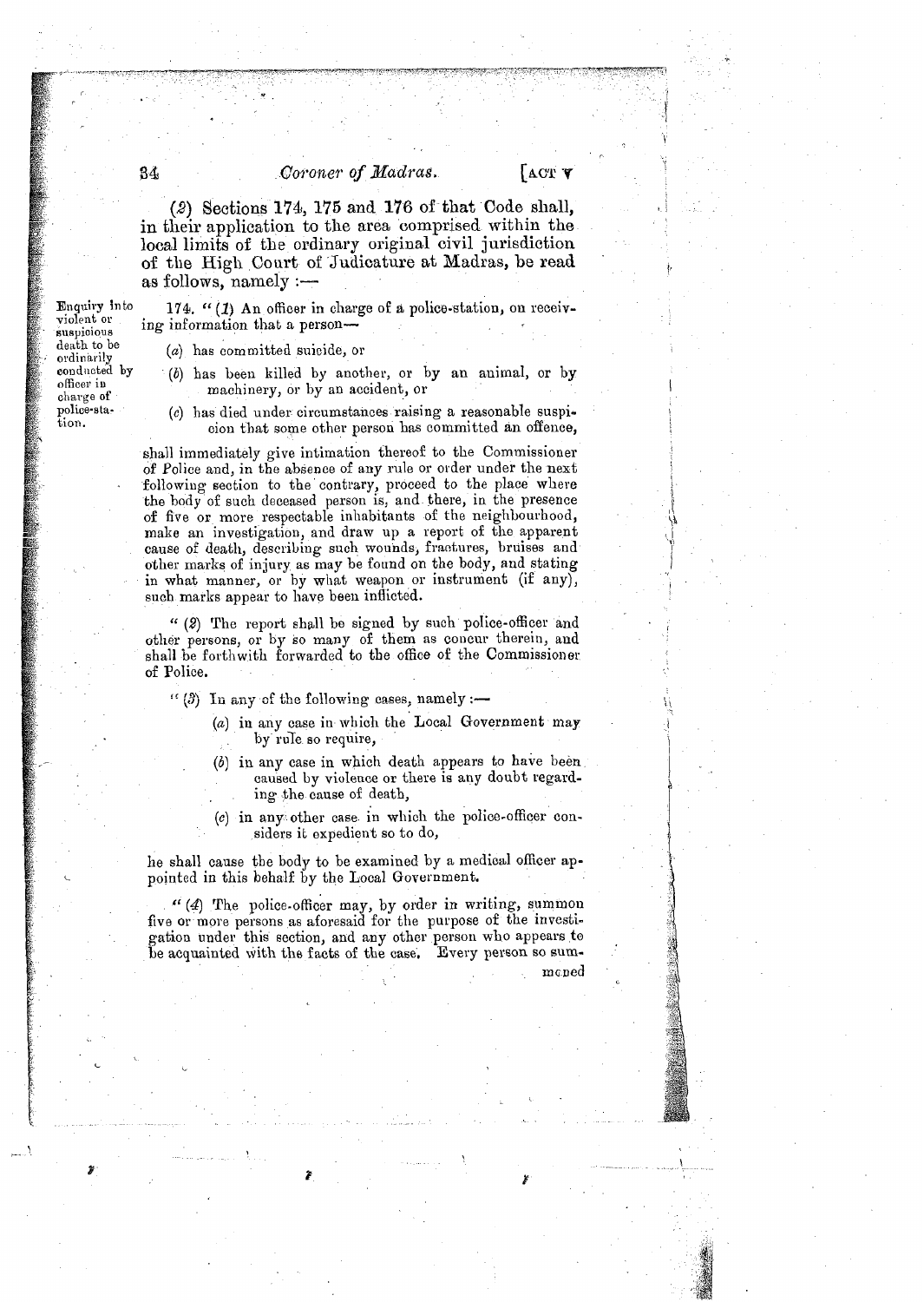(2) Sections 174, 175 and 176 of that Code shall, in their application to the area comprised within the local limits of the ordinary original civil jurisdiction of the High Court of Judicature at Madras, be read as follows, namely :—

*Enquiry into violent or suspicious death to be ordinarily conducted by officer in charge of police-station.*

174. "(1) An officer in charge of a police-station, on receiving information that a person—

(a) has committed suicide, or

(b) has been killed by another, or by an animal, or by machinery, or by an accident, or

(c) has died under circumstances raising a reasonable suspicion that some other person has committed an offence,

shall immediately give intimation thereof to the Commissioner of Police and, in the absence of any rule or order under the next following section to the contrary, proceed to the place where the body of such deceased person is, and there, in the presence of five or more respectable inhabitants of the neighbourhood, make an investigation, and draw up a report of the apparent cause of death, describing such wounds, fractures, bruises and other marks of injury as may be found on the body, and stating in what manner, or by what weapon or instrument (if any), such marks appear to have been inflicted.

"(2) The report shall be signed by such police-officer and other persons, or by so many of them as concur therein, and shall be forthwith forwarded to the office of the Commissioner of Police.

"(3) In any of the following cases, namely :—

(a) in any case in which the Local Government may by rule so require,

(b) in any case in which death appears to have been caused by violence or there is any doubt regarding the cause of death,

(c) in any other case in which the police-officer considers it expedient so to do,

he shall cause the body to be examined by a medical officer appointed in this behalf by the Local Government.

"(4) The police-officer may, by order in writing, summon five or more persons as aforesaid for the purpose of the investigation under this section, and any other person who appears to be acquainted with the facts of the case. Every person so summoned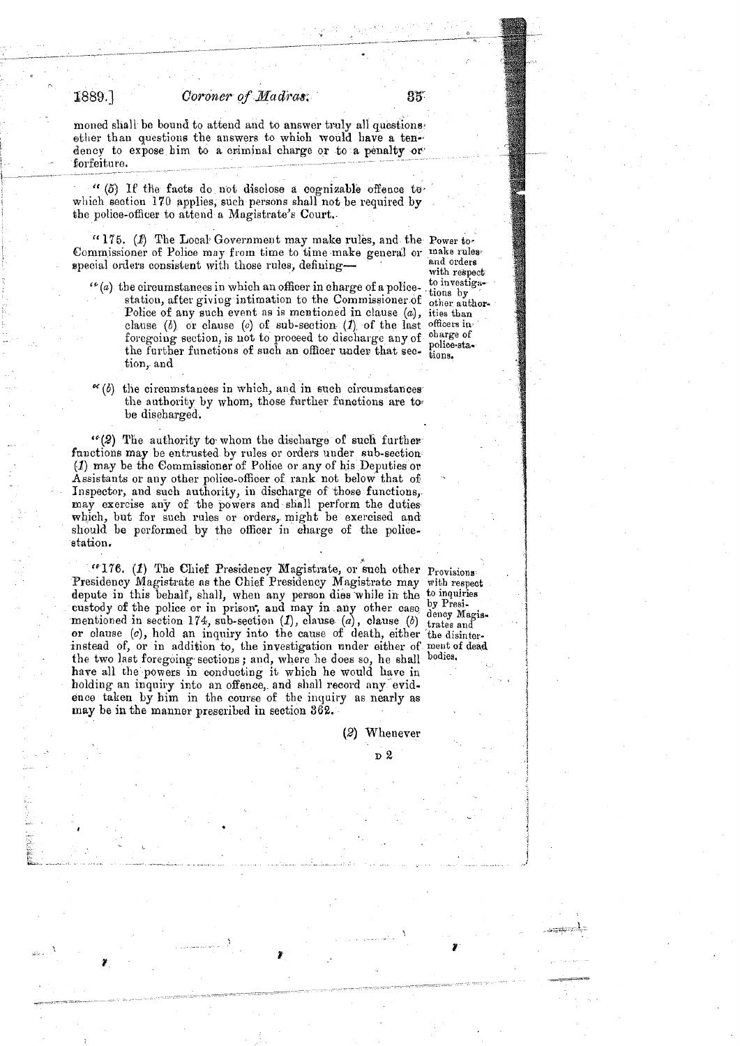moned shall be bound to attend and to answer truly all questions other than questions the answers to which would have a tendency to expose him to a criminal charge or to a penalty or forfeiture.

"(5) If the facts do not disclose a cognizable offence to which section 170 applies, such persons shall not be required by the police-officer to attend a Magistrate's Court.

*Power to make rules and orders with respect to investigations by other authorities than officers in charge of police-stations.*

"175. (1) The Local Government may make rules, and the Commissioner of Police may from time to time make general or special orders consistent with those rules, defining—

"(a) the circumstances in which an officer in charge of a police-station, after giving intimation to the Commissioner of Police of any such event as is mentioned in clause (a), clause (b) or clause (c) of sub-section (1) of the last foregoing section, is not to proceed to discharge any of the further functions of such an officer under that section, and

"(b) the circumstances in which, and in such circumstances the authority by whom, those further functions are to be discharged.

"(2) The authority to whom the discharge of such further functions may be entrusted by rules or orders under sub-section (1) may be the Commissioner of Police or any of his Deputies or Assistants or any other police-officer of rank not below that of Inspector, and such authority, in discharge of those functions, may exercise any of the powers and shall perform the duties which, but for such rules or orders, might be exercised and should be performed by the officer in charge of the police-station.

*Provisions with respect to inquiries by Presidency Magistrates and the disinterment of dead bodies.*

"176. (1) The Chief Presidency Magistrate, or such other Presidency Magistrate as the Chief Presidency Magistrate may depute in this behalf, shall, when any person dies while in the custody of the police or in prison, and may in any other case mentioned in section 174, sub-section (1), clause (a), clause (b) or clause (c), hold an inquiry into the cause of death, either instead of, or in addition to, the investigation under either of the two last foregoing sections; and, where he does so, he shall have all the powers in conducting it which he would have in holding an inquiry into an offence, and shall record any evidence taken by him in the course of the inquiry as nearly as may be in the manner prescribed in section 362.

(2) Whenever

D 2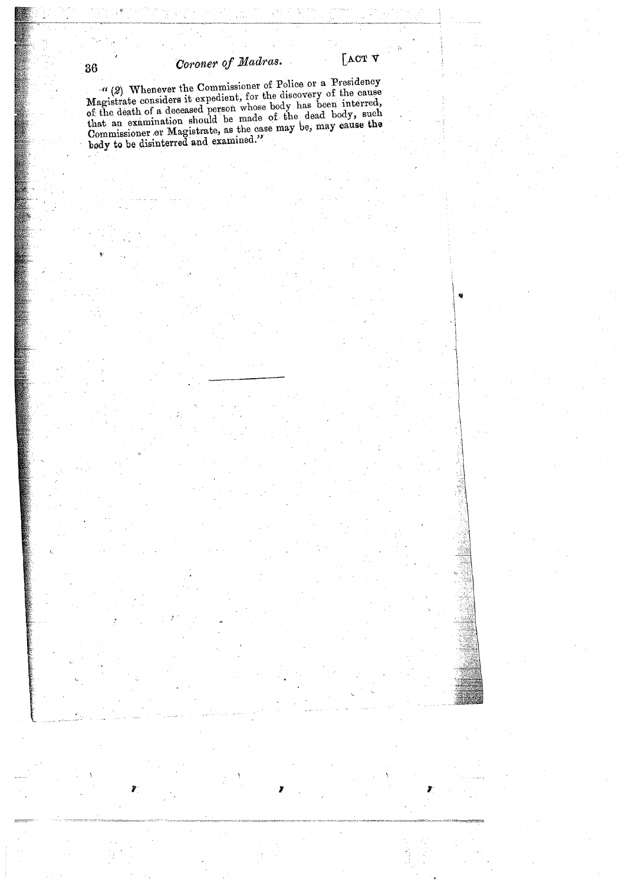"(2) Whenever the Commissioner of Police or a Presidency Magistrate considers it expedient, for the discovery of the cause of the death of a deceased person whose body has been interred, that an examination should be made of the dead body, such Commissioner or Magistrate, as the case may be, may cause the body to be disinterred and examined."

---